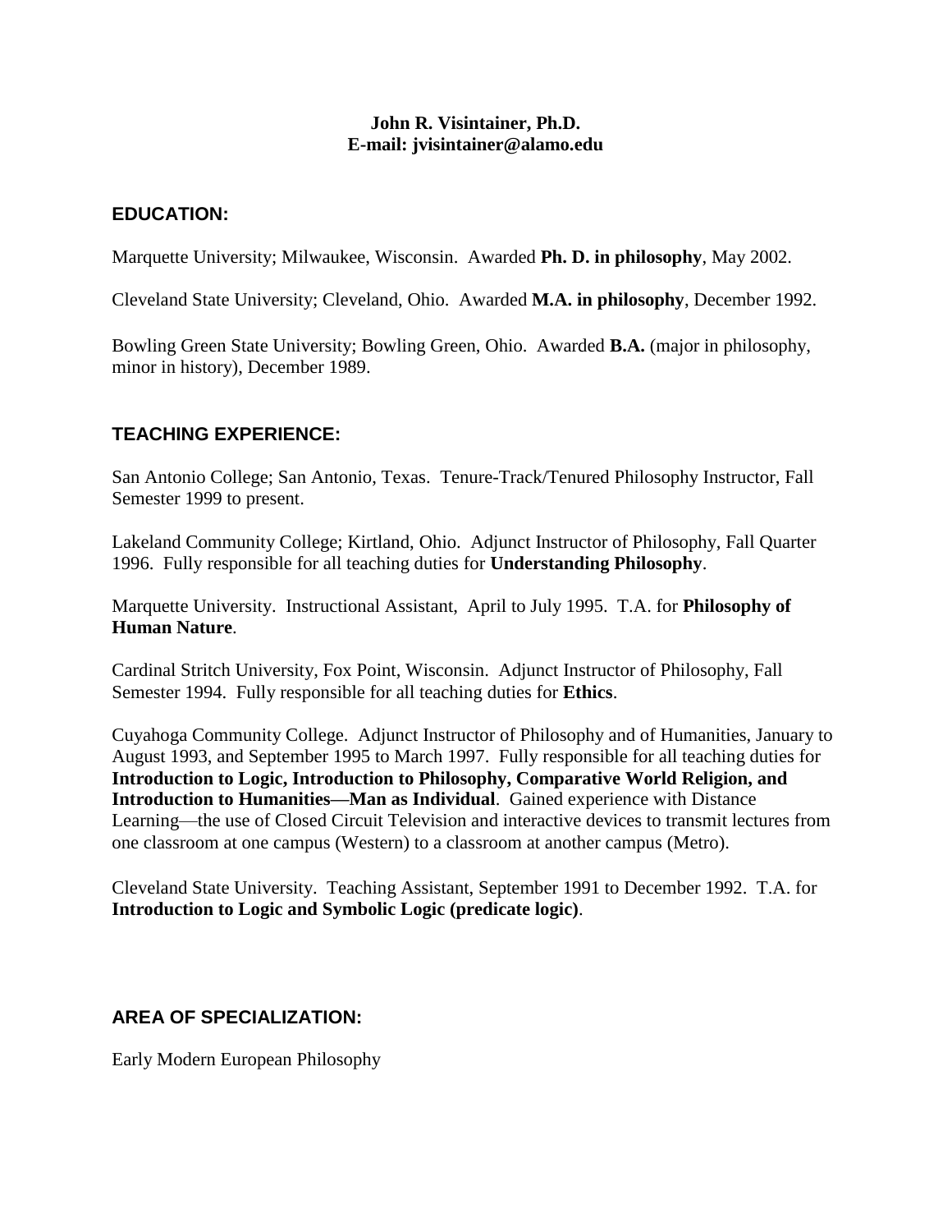**John R. Visintainer, Ph.D.**
**E-mail: jvisintainer@alamo.edu**

## EDUCATION:

Marquette University; Milwaukee, Wisconsin. Awarded **Ph. D. in philosophy**, May 2002.

Cleveland State University; Cleveland, Ohio. Awarded **M.A. in philosophy**, December 1992.

Bowling Green State University; Bowling Green, Ohio. Awarded **B.A.** (major in philosophy, minor in history), December 1989.

## TEACHING EXPERIENCE:

San Antonio College; San Antonio, Texas. Tenure-Track/Tenured Philosophy Instructor, Fall Semester 1999 to present.

Lakeland Community College; Kirtland, Ohio. Adjunct Instructor of Philosophy, Fall Quarter 1996. Fully responsible for all teaching duties for **Understanding Philosophy**.

Marquette University. Instructional Assistant, April to July 1995. T.A. for **Philosophy of Human Nature**.

Cardinal Stritch University, Fox Point, Wisconsin. Adjunct Instructor of Philosophy, Fall Semester 1994. Fully responsible for all teaching duties for **Ethics**.

Cuyahoga Community College. Adjunct Instructor of Philosophy and of Humanities, January to August 1993, and September 1995 to March 1997. Fully responsible for all teaching duties for **Introduction to Logic, Introduction to Philosophy, Comparative World Religion, and Introduction to Humanities—Man as Individual**. Gained experience with Distance Learning—the use of Closed Circuit Television and interactive devices to transmit lectures from one classroom at one campus (Western) to a classroom at another campus (Metro).

Cleveland State University. Teaching Assistant, September 1991 to December 1992. T.A. for **Introduction to Logic and Symbolic Logic (predicate logic)**.

## AREA OF SPECIALIZATION:

Early Modern European Philosophy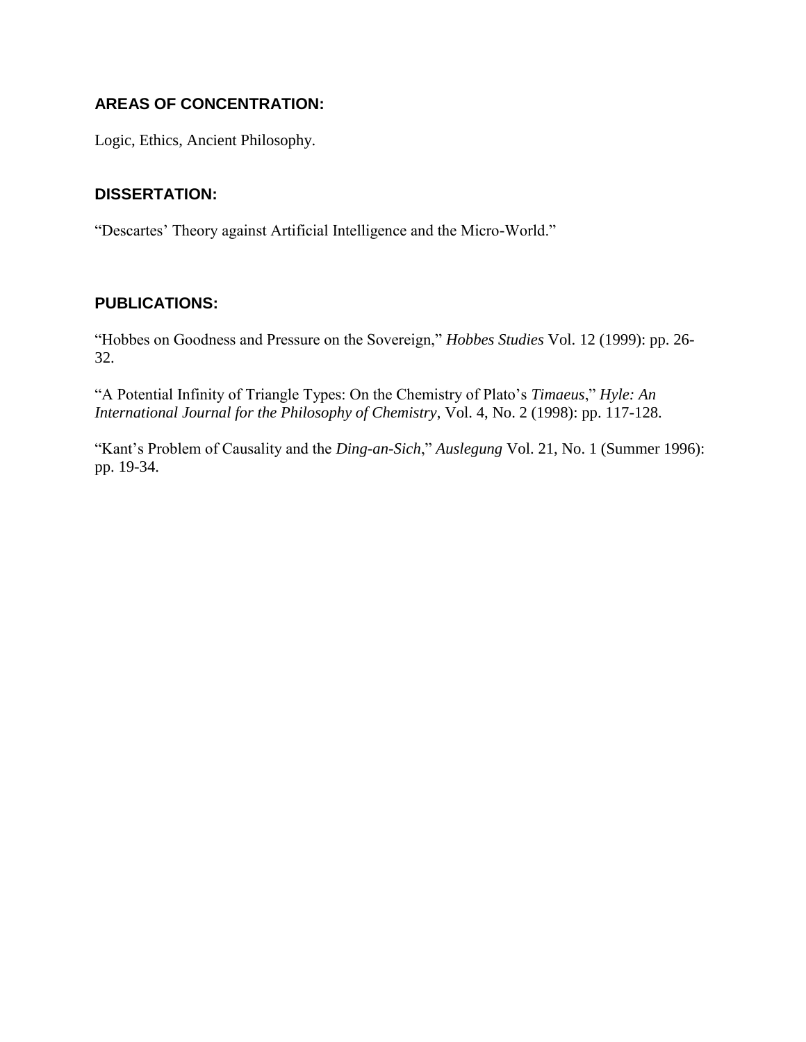## AREAS OF CONCENTRATION:

Logic, Ethics, Ancient Philosophy.

## DISSERTATION:

"Descartes' Theory against Artificial Intelligence and the Micro-World."

## PUBLICATIONS:

"Hobbes on Goodness and Pressure on the Sovereign," *Hobbes Studies* Vol. 12 (1999): pp. 26-32.

"A Potential Infinity of Triangle Types: On the Chemistry of Plato's *Timaeus*," *Hyle: An International Journal for the Philosophy of Chemistry*, Vol. 4, No. 2 (1998): pp. 117-128.

"Kant's Problem of Causality and the *Ding-an-Sich*," *Auslegung* Vol. 21, No. 1 (Summer 1996): pp. 19-34.